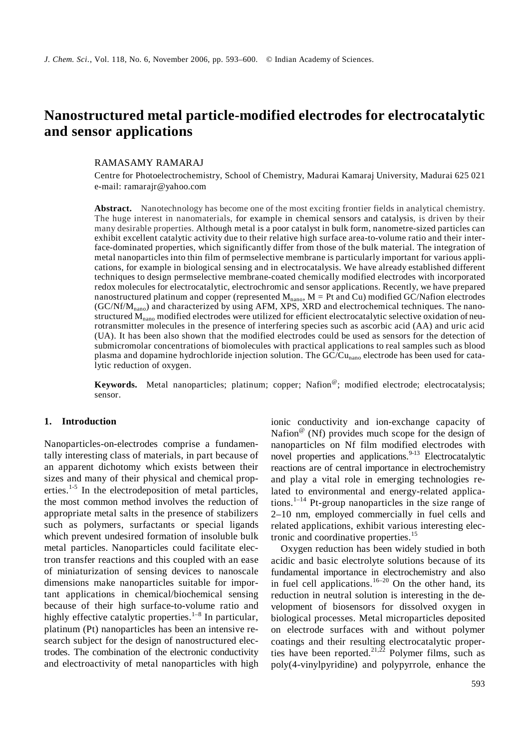# Nanostructured metal particle-modified electrodes for electrocatalytic and sensor applications

RAMASAMY RAMARAJ

Centre for Photoelectrochemistry, School of Chemistry, Madurai Kamaraj University, Madurai 625 021
e-mail: ramarajr@yahoo.com

**Abstract.** Nanotechnology has become one of the most exciting frontier fields in analytical chemistry. The huge interest in nanomaterials, for example in chemical sensors and catalysis, is driven by their many desirable properties. Although metal is a poor catalyst in bulk form, nanometre-sized particles can exhibit excellent catalytic activity due to their relative high surface area-to-volume ratio and their interface-dominated properties, which significantly differ from those of the bulk material. The integration of metal nanoparticles into thin film of permselective membrane is particularly important for various applications, for example in biological sensing and in electrocatalysis. We have already established different techniques to design permselective membrane-coated chemically modified electrodes with incorporated redox molecules for electrocatalytic, electrochromic and sensor applications. Recently, we have prepared nanostructured platinum and copper (represented $M_{nano}$, M = Pt and Cu) modified GC/Nafion electrodes (GC/Nf/$M_{nano}$) and characterized by using AFM, XPS, XRD and electrochemical techniques. The nanostructured $M_{nano}$ modified electrodes were utilized for efficient electrocatalytic selective oxidation of neurotransmitter molecules in the presence of interfering species such as ascorbic acid (AA) and uric acid (UA). It has been also shown that the modified electrodes could be used as sensors for the detection of submicromolar concentrations of biomolecules with practical applications to real samples such as blood plasma and dopamine hydrochloride injection solution. The GC/$Cu_{nano}$ electrode has been used for catalytic reduction of oxygen.

**Keywords.** Metal nanoparticles; platinum; copper; Nafion[@]; modified electrode; electrocatalysis; sensor.

## 1. Introduction

Nanoparticles-on-electrodes comprise a fundamentally interesting class of materials, in part because of an apparent dichotomy which exists between their sizes and many of their physical and chemical properties.[1-5] In the electrodeposition of metal particles, the most common method involves the reduction of appropriate metal salts in the presence of stabilizers such as polymers, surfactants or special ligands which prevent undesired formation of insoluble bulk metal particles. Nanoparticles could facilitate electron transfer reactions and this coupled with an ease of miniaturization of sensing devices to nanoscale dimensions make nanoparticles suitable for important applications in chemical/biochemical sensing because of their high surface-to-volume ratio and highly effective catalytic properties.[1–8] In particular, platinum (Pt) nanoparticles has been an intensive research subject for the design of nanostructured electrodes. The combination of the electronic conductivity and electroactivity of metal nanoparticles with high ionic conductivity and ion-exchange capacity of Nafion[@] (Nf) provides much scope for the design of nanoparticles on Nf film modified electrodes with novel properties and applications.[9-13] Electrocatalytic reactions are of central importance in electrochemistry and play a vital role in emerging technologies related to environmental and energy-related applications.[1–14] Pt-group nanoparticles in the size range of 2–10 nm, employed commercially in fuel cells and related applications, exhibit various interesting electronic and coordinative properties.[15]

Oxygen reduction has been widely studied in both acidic and basic electrolyte solutions because of its fundamental importance in electrochemistry and also in fuel cell applications.[16–20] On the other hand, its reduction in neutral solution is interesting in the development of biosensors for dissolved oxygen in biological processes. Metal microparticles deposited on electrode surfaces with and without polymer coatings and their resulting electrocatalytic properties have been reported.[21,22] Polymer films, such as poly(4-vinylpyridine) and polypyrrole, enhance the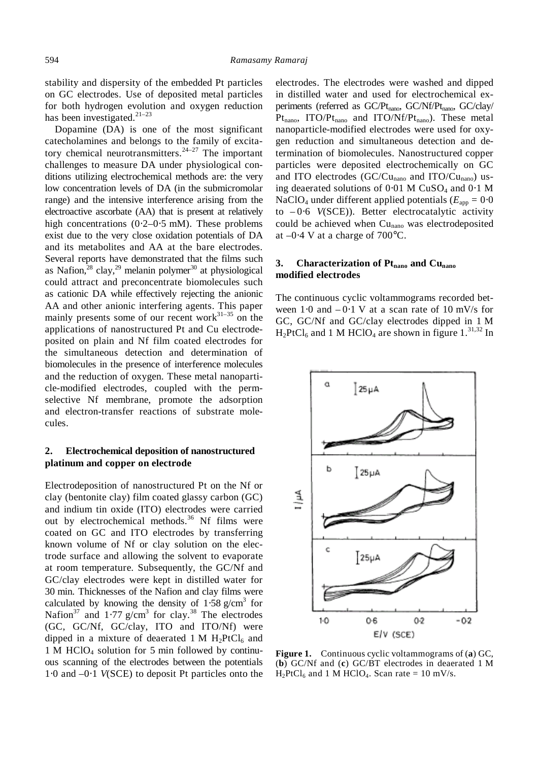stability and dispersity of the embedded Pt particles on GC electrodes. Use of deposited metal particles for both hydrogen evolution and oxygen reduction has been investigated.[21–23]

Dopamine (DA) is one of the most significant catecholamines and belongs to the family of excitatory chemical neurotransmitters.[24–27] The important challenges to measure DA under physiological conditions utilizing electrochemical methods are: the very low concentration levels of DA (in the submicromolar range) and the intensive interference arising from the electroactive ascorbate (AA) that is present at relatively high concentrations (0·2–0·5 mM). These problems exist due to the very close oxidation potentials of DA and its metabolites and AA at the bare electrodes. Several reports have demonstrated that the films such as Nafion,[28] clay,[29] melanin polymer[30] at physiological could attract and preconcentrate biomolecules such as cationic DA while effectively rejecting the anionic AA and other anionic interfering agents. This paper mainly presents some of our recent work[31–35] on the applications of nanostructured Pt and Cu electrodeposited on plain and Nf film coated electrodes for the simultaneous detection and determination of biomolecules in the presence of interference molecules and the reduction of oxygen. These metal nanoparticle-modified electrodes, coupled with the permselective Nf membrane, promote the adsorption and electron-transfer reactions of substrate molecules.

## 2. Electrochemical deposition of nanostructured platinum and copper on electrode

Electrodeposition of nanostructured Pt on the Nf or clay (bentonite clay) film coated glassy carbon (GC) and indium tin oxide (ITO) electrodes were carried out by electrochemical methods.[36] Nf films were coated on GC and ITO electrodes by transferring known volume of Nf or clay solution on the electrode surface and allowing the solvent to evaporate at room temperature. Subsequently, the GC/Nf and GC/clay electrodes were kept in distilled water for 30 min. Thicknesses of the Nafion and clay films were calculated by knowing the density of 1·58 g/cm$^3$ for Nafion[37] and 1·77 g/cm$^3$ for clay.[38] The electrodes (GC, GC/Nf, GC/clay, ITO and ITO/Nf) were dipped in a mixture of deaerated 1 M $H_2PtCl_6$ and 1 M $HClO_4$ solution for 5 min followed by continuous scanning of the electrodes between the potentials 1·0 and –0·1 *V*(SCE) to deposit Pt particles onto the electrodes. The electrodes were washed and dipped in distilled water and used for electrochemical experiments (referred as GC/$Pt_{nano}$, GC/Nf/$Pt_{nano}$, GC/clay/$Pt_{nano}$, ITO/$Pt_{nano}$ and ITO/Nf/$Pt_{nano}$). These metal nanoparticle-modified electrodes were used for oxygen reduction and simultaneous detection and determination of biomolecules. Nanostructured copper particles were deposited electrochemically on GC and ITO electrodes (GC/$Cu_{nano}$ and ITO/$Cu_{nano}$) using deaerated solutions of 0·01 M $CuSO_4$ and 0·1 M $NaClO_4$ under different applied potentials ($E_{app}$ = 0·0 to –0·6 *V*(SCE)). Better electrocatalytic activity could be achieved when $Cu_{nano}$ was electrodeposited at –0·4 V at a charge of 700°C.

## 3. Characterization of $Pt_{nano}$ and $Cu_{nano}$ modified electrodes

The continuous cyclic voltammograms recorded between 1·0 and – 0·1 V at a scan rate of 10 mV/s for GC, GC/Nf and GC/clay electrodes dipped in 1 M $H_2PtCl_6$ and 1 M $HClO_4$ are shown in figure 1.[31,32] In

**Figure 1.** Continuous cyclic voltammograms of (**a**) GC, (**b**) GC/Nf and (**c**) GC/BT electrodes in deaerated 1 M $H_2PtCl_6$ and 1 M $HClO_4$. Scan rate = 10 mV/s.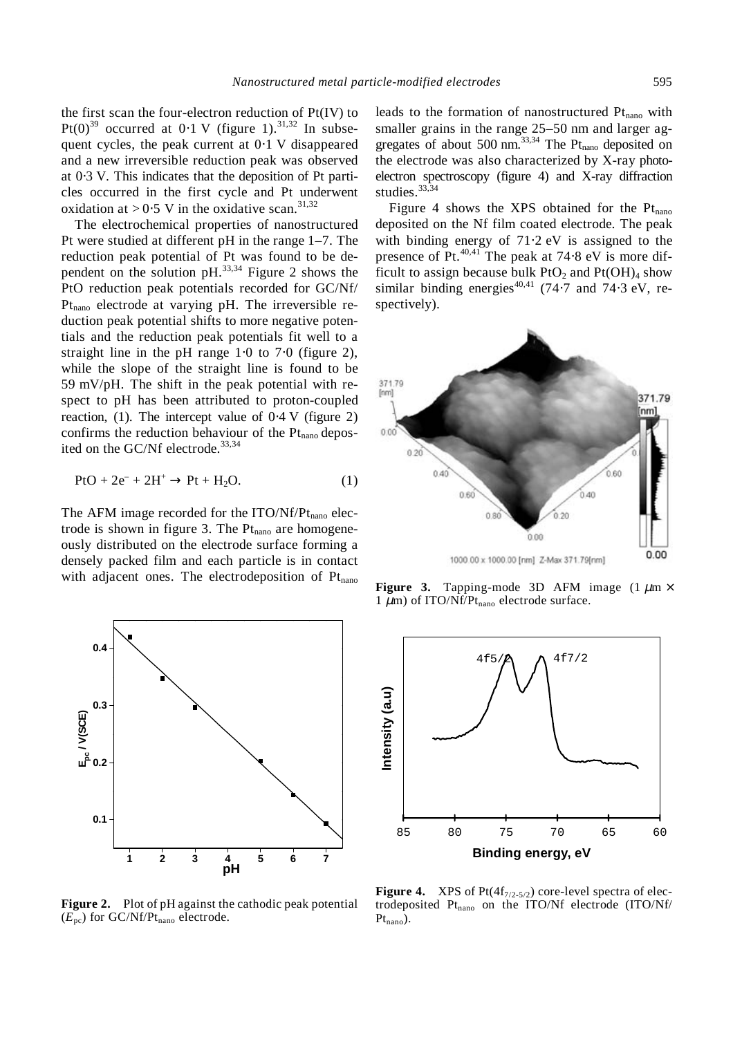the first scan the four-electron reduction of Pt(IV) to Pt(0)[39] occurred at 0·1 V (figure 1).[31,32] In subsequent cycles, the peak current at 0·1 V disappeared and a new irreversible reduction peak was observed at 0·3 V. This indicates that the deposition of Pt particles occurred in the first cycle and Pt underwent oxidation at > 0·5 V in the oxidative scan.[31,32]

The electrochemical properties of nanostructured Pt were studied at different pH in the range 1–7. The reduction peak potential of Pt was found to be dependent on the solution pH.[33,34] Figure 2 shows the PtO reduction peak potentials recorded for GC/Nf/$Pt_{nano}$ electrode at varying pH. The irreversible reduction peak potential shifts to more negative potentials and the reduction peak potentials fit well to a straight line in the pH range 1·0 to 7·0 (figure 2), while the slope of the straight line is found to be 59 mV/pH. The shift in the peak potential with respect to pH has been attributed to proton-coupled reaction, (1). The intercept value of 0·4 V (figure 2) confirms the reduction behaviour of the $Pt_{nano}$ deposited on the GC/Nf electrode.[33,34]

$$PtO + 2e^- + 2H^+ \rightarrow Pt + H_2O. \tag{1}$$

The AFM image recorded for the ITO/Nf/$Pt_{nano}$ electrode is shown in figure 3. The $Pt_{nano}$ are homogeneously distributed on the electrode surface forming a densely packed film and each particle is in contact with adjacent ones. The electrodeposition of $Pt_{nano}$ leads to the formation of nanostructured $Pt_{nano}$ with smaller grains in the range 25–50 nm and larger aggregates of about 500 nm.[33,34] The $Pt_{nano}$ deposited on the electrode was also characterized by X-ray photoelectron spectroscopy (figure 4) and X-ray diffraction studies.[33,34]

Figure 4 shows the XPS obtained for the $Pt_{nano}$ deposited on the Nf film coated electrode. The peak with binding energy of 71·2 eV is assigned to the presence of Pt.[40,41] The peak at 74·8 eV is more difficult to assign because bulk $PtO_2$ and $Pt(OH)_4$ show similar binding energies[40,41] (74·7 and 74·3 eV, respectively).

**Figure 3.** Tapping-mode 3D AFM image (1 μm × 1 μm) of ITO/Nf/$Pt_{nano}$ electrode surface.

**Figure 2.** Plot of pH against the cathodic peak potential ($E_{pc}$) for GC/Nf/$Pt_{nano}$ electrode.

**Figure 4.** XPS of Pt($4f_{7/2\text{-}5/2}$) core-level spectra of electrodeposited $Pt_{nano}$ on the ITO/Nf electrode (ITO/Nf/$Pt_{nano}$).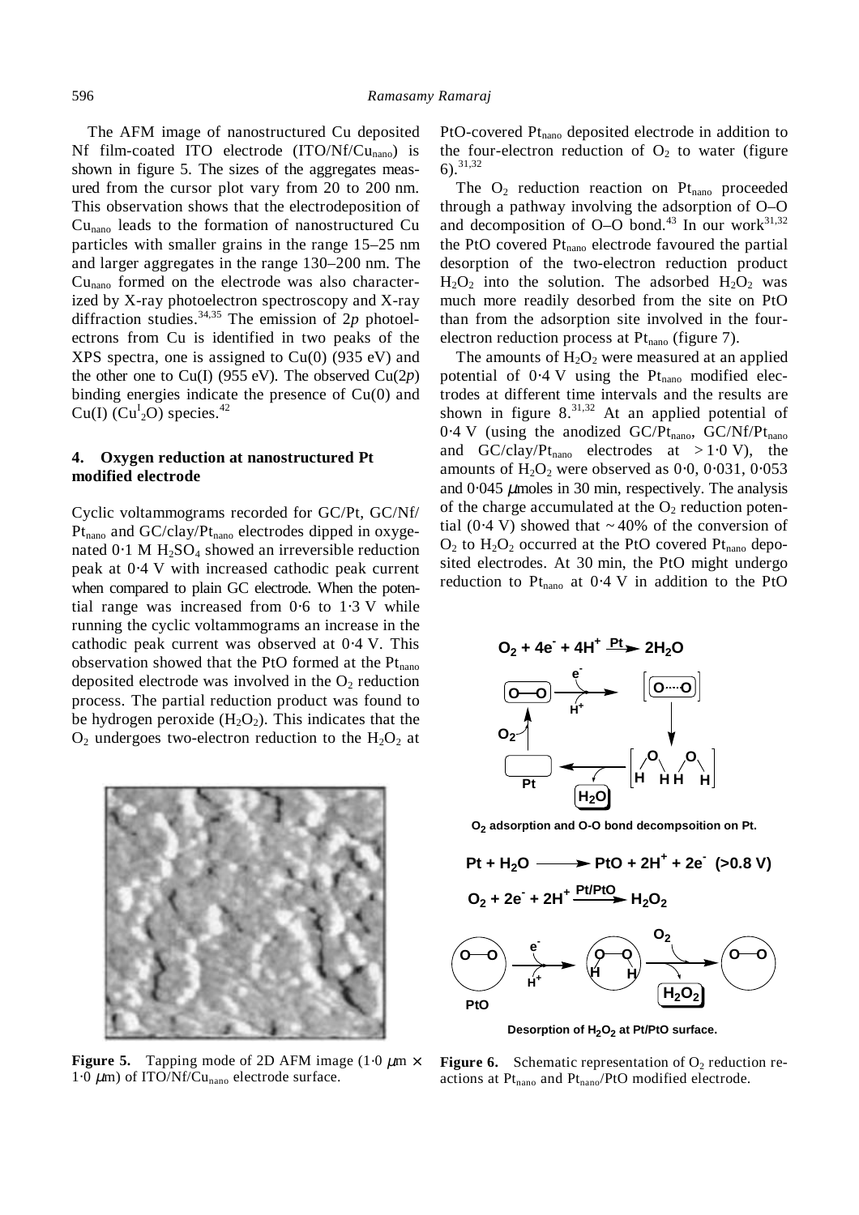The AFM image of nanostructured Cu deposited Nf film-coated ITO electrode ($ITO/Nf/Cu_{nano}$) is shown in figure 5. The sizes of the aggregates measured from the cursor plot vary from 20 to 200 nm. This observation shows that the electrodeposition of $Cu_{nano}$ leads to the formation of nanostructured Cu particles with smaller grains in the range 15–25 nm and larger aggregates in the range 130–200 nm. The $Cu_{nano}$ formed on the electrode was also characterized by X-ray photoelectron spectroscopy and X-ray diffraction studies.[34,35] The emission of 2*p* photoelectrons from Cu is identified in two peaks of the XPS spectra, one is assigned to Cu(0) (935 eV) and the other one to Cu(I) (955 eV). The observed Cu(2*p*) binding energies indicate the presence of Cu(0) and Cu(I) ($Cu^{I}_2O$) species.[42]

## 4. Oxygen reduction at nanostructured Pt modified electrode

Cyclic voltammograms recorded for GC/Pt, GC/Nf/$Pt_{nano}$ and GC/clay/$Pt_{nano}$ electrodes dipped in oxygenated 0·1 M $H_2SO_4$ showed an irreversible reduction peak at 0·4 V with increased cathodic peak current when compared to plain GC electrode. When the potential range was increased from 0·6 to 1·3 V while running the cyclic voltammograms an increase in the cathodic peak current was observed at 0·4 V. This observation showed that the PtO formed at the $Pt_{nano}$ deposited electrode was involved in the $O_2$ reduction process. The partial reduction product was found to be hydrogen peroxide ($H_2O_2$). This indicates that the $O_2$ undergoes two-electron reduction to the $H_2O_2$ at PtO-covered $Pt_{nano}$ deposited electrode in addition to the four-electron reduction of $O_2$ to water (figure 6).[31,32]

The $O_2$ reduction reaction on $Pt_{nano}$ proceeded through a pathway involving the adsorption of O–O and decomposition of O–O bond.[43] In our work[31,32] the PtO covered $Pt_{nano}$ electrode favoured the partial desorption of the two-electron reduction product $H_2O_2$ into the solution. The adsorbed $H_2O_2$ was much more readily desorbed from the site on PtO than from the adsorption site involved in the four-electron reduction process at $Pt_{nano}$ (figure 7).

The amounts of $H_2O_2$ were measured at an applied potential of 0·4 V using the $Pt_{nano}$ modified electrodes at different time intervals and the results are shown in figure 8.[31,32] At an applied potential of 0·4 V (using the anodized GC/$Pt_{nano}$, GC/Nf/$Pt_{nano}$ and GC/clay/$Pt_{nano}$ electrodes at > 1·0 V), the amounts of $H_2O_2$ were observed as 0·0, 0·031, 0·053 and 0·045 $\mu$moles in 30 min, respectively. The analysis of the charge accumulated at the $O_2$ reduction potential (0·4 V) showed that ~ 40% of the conversion of $O_2$ to $H_2O_2$ occurred at the PtO covered $Pt_{nano}$ deposited electrodes. At 30 min, the PtO might undergo reduction to $Pt_{nano}$ at 0·4 V in addition to the PtO

**Figure 5.** Tapping mode of 2D AFM image (1·0 $\mu$m × 1·0 $\mu$m) of ITO/Nf/$Cu_{nano}$ electrode surface.

**Figure 6.** Schematic representation of $O_2$ reduction reactions at $Pt_{nano}$ and $Pt_{nano}$/PtO modified electrode.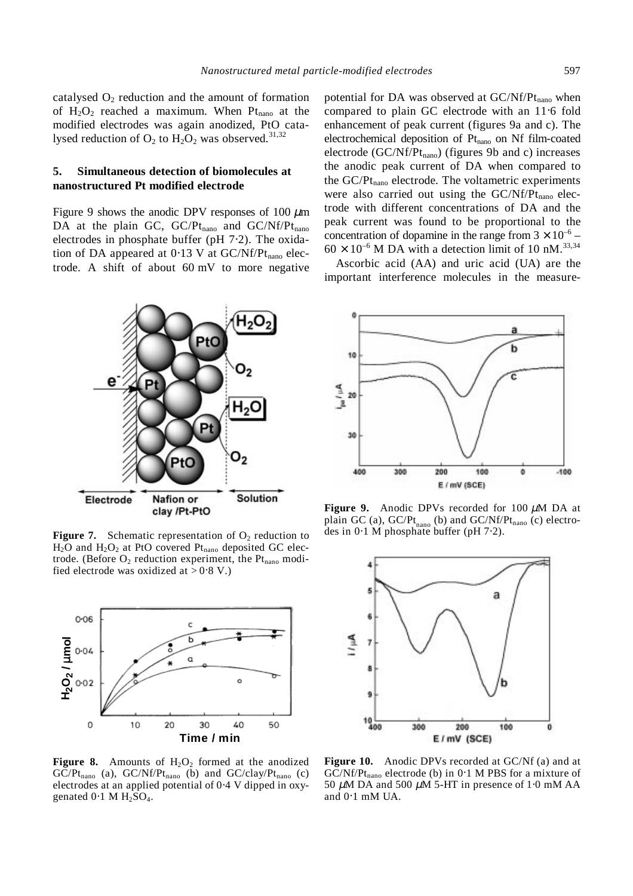catalysed $O_2$ reduction and the amount of formation of $H_2O_2$ reached a maximum. When $Pt_{nano}$ at the modified electrodes was again anodized, PtO catalysed reduction of $O_2$ to $H_2O_2$ was observed.[31,32]

## 5. Simultaneous detection of biomolecules at nanostructured Pt modified electrode

Figure 9 shows the anodic DPV responses of 100 μm DA at the plain GC, GC/$Pt_{nano}$ and GC/Nf/$Pt_{nano}$ electrodes in phosphate buffer (pH 7·2). The oxidation of DA appeared at 0·13 V at GC/Nf/$Pt_{nano}$ electrode. A shift of about 60 mV to more negative potential for DA was observed at GC/Nf/$Pt_{nano}$ when compared to plain GC electrode with an 11·6 fold enhancement of peak current (figures 9a and c). The electrochemical deposition of $Pt_{nano}$ on Nf film-coated electrode (GC/Nf/$Pt_{nano}$) (figures 9b and c) increases the anodic peak current of DA when compared to the GC/$Pt_{nano}$ electrode. The voltametric experiments were also carried out using the GC/Nf/$Pt_{nano}$ electrode with different concentrations of DA and the peak current was found to be proportional to the concentration of dopamine in the range from $3 \times 10^{-6}$ – $60 \times 10^{-6}$ M DA with a detection limit of 10 nM.[33,34]

Ascorbic acid (AA) and uric acid (UA) are the important interference molecules in the measure-

**Figure 7.** Schematic representation of $O_2$ reduction to $H_2O$ and $H_2O_2$ at PtO covered $Pt_{nano}$ deposited GC electrode. (Before $O_2$ reduction experiment, the $Pt_{nano}$ modified electrode was oxidized at > 0·8 V.)

**Figure 8.** Amounts of $H_2O_2$ formed at the anodized GC/$Pt_{nano}$ (a), GC/Nf/$Pt_{nano}$ (b) and GC/clay/$Pt_{nano}$ (c) electrodes at an applied potential of 0·4 V dipped in oxygenated 0·1 M $H_2SO_4$.

**Figure 9.** Anodic DPVs recorded for 100 μM DA at plain GC (a), GC/$Pt_{nano}$ (b) and GC/Nf/$Pt_{nano}$ (c) electrodes in 0·1 M phosphate buffer (pH 7·2).

**Figure 10.** Anodic DPVs recorded at GC/Nf (a) and at GC/Nf/$Pt_{nano}$ electrode (b) in 0·1 M PBS for a mixture of 50 μM DA and 500 μM 5-HT in presence of 1·0 mM AA and 0·1 mM UA.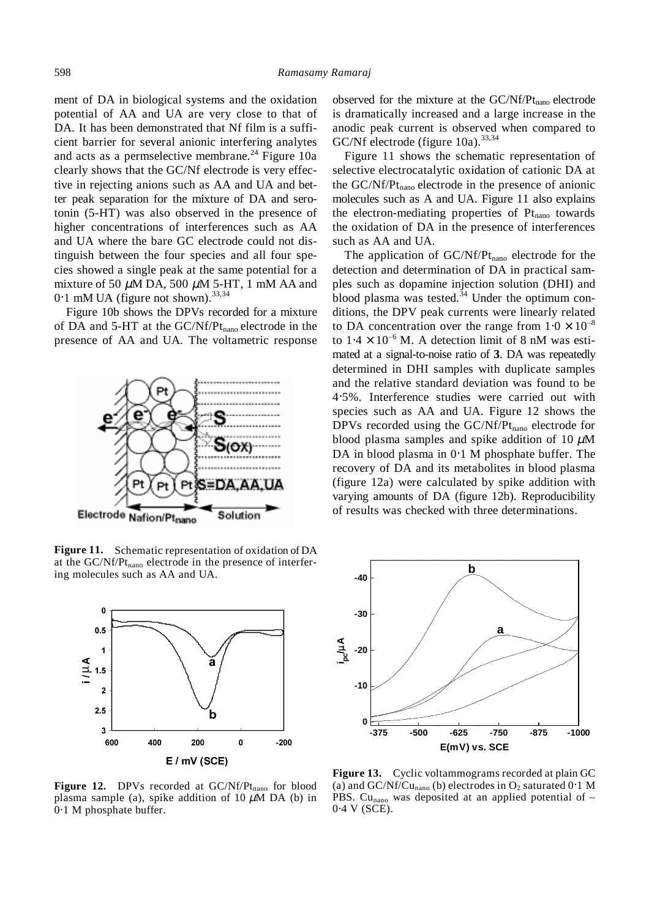ment of DA in biological systems and the oxidation potential of AA and UA are very close to that of DA. It has been demonstrated that Nf film is a sufficient barrier for several anionic interfering analytes and acts as a permselective membrane.[24] Figure 10a clearly shows that the GC/Nf electrode is very effective in rejecting anions such as AA and UA and better peak separation for the mixture of DA and serotonin (5-HT) was also observed in the presence of higher concentrations of interferences such as AA and UA where the bare GC electrode could not distinguish between the four species and all four species showed a single peak at the same potential for a mixture of 50 $\mu$M DA, 500 $\mu$M 5-HT, 1 mM AA and 0·1 mM UA (figure not shown).[33,34]

Figure 10b shows the DPVs recorded for a mixture of DA and 5-HT at the GC/Nf/$Pt_{nano}$ electrode in the presence of AA and UA. The voltametric response observed for the mixture at the GC/Nf/$Pt_{nano}$ electrode is dramatically increased and a large increase in the anodic peak current is observed when compared to GC/Nf electrode (figure 10a).[33,34]

Figure 11 shows the schematic representation of selective electrocatalytic oxidation of cationic DA at the GC/Nf/$Pt_{nano}$ electrode in the presence of anionic molecules such as A and UA. Figure 11 also explains the electron-mediating properties of $Pt_{nano}$ towards the oxidation of DA in the presence of interferences such as AA and UA.

The application of GC/Nf/$Pt_{nano}$ electrode for the detection and determination of DA in practical samples such as dopamine injection solution (DHI) and blood plasma was tested.[34] Under the optimum conditions, the DPV peak currents were linearly related to DA concentration over the range from $1{\cdot}0 \times 10^{-8}$ to $1{\cdot}4 \times 10^{-6}$ M. A detection limit of 8 nM was estimated at a signal-to-noise ratio of **3**. DA was repeatedly determined in DHI samples with duplicate samples and the relative standard deviation was found to be 4·5%. Interference studies were carried out with species such as AA and UA. Figure 12 shows the DPVs recorded using the GC/Nf/$Pt_{nano}$ electrode for blood plasma samples and spike addition of 10 $\mu$M DA in blood plasma in 0·1 M phosphate buffer. The recovery of DA and its metabolites in blood plasma (figure 12a) were calculated by spike addition with varying amounts of DA (figure 12b). Reproducibility of results was checked with three determinations.

**Figure 11.** Schematic representation of oxidation of DA at the GC/Nf/$Pt_{nano}$ electrode in the presence of interfering molecules such as AA and UA.

**Figure 12.** DPVs recorded at GC/Nf/$Pt_{nano}$ for blood plasma sample (a), spike addition of 10 $\mu$M DA (b) in 0·1 M phosphate buffer.

**Figure 13.** Cyclic voltammograms recorded at plain GC (a) and GC/Nf/$Cu_{nano}$ (b) electrodes in $O_2$ saturated 0·1 M PBS. $Cu_{nano}$ was deposited at an applied potential of –0·4 V (SCE).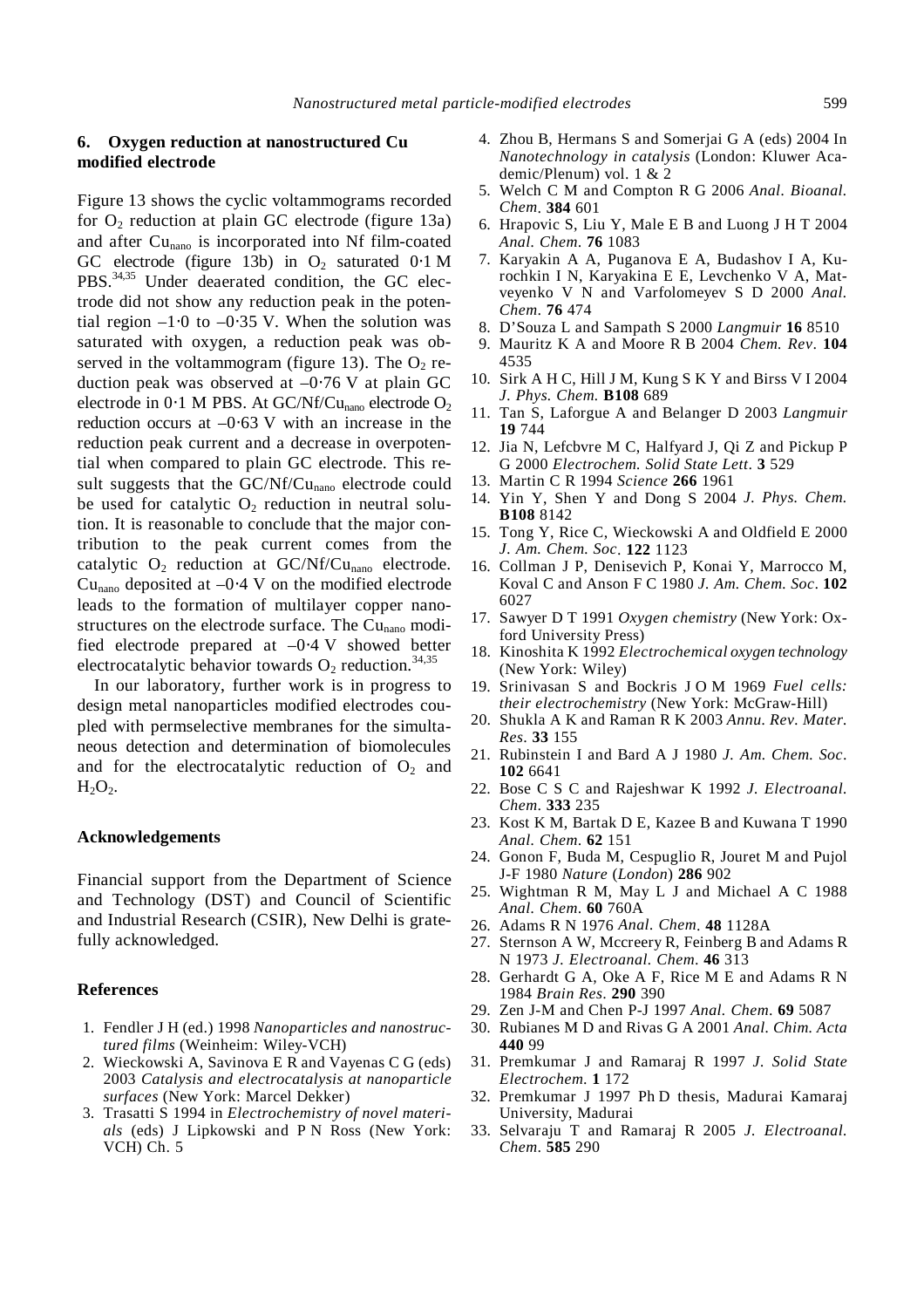## 6. Oxygen reduction at nanostructured Cu modified electrode

Figure 13 shows the cyclic voltammograms recorded for $O_2$ reduction at plain GC electrode (figure 13a) and after $Cu_{nano}$ is incorporated into Nf film-coated GC electrode (figure 13b) in $O_2$ saturated 0·1 M PBS.[34,35] Under deaerated condition, the GC electrode did not show any reduction peak in the potential region –1·0 to –0·35 V. When the solution was saturated with oxygen, a reduction peak was observed in the voltammogram (figure 13). The $O_2$ reduction peak was observed at –0·76 V at plain GC electrode in 0·1 M PBS. At GC/Nf/$Cu_{nano}$ electrode $O_2$ reduction occurs at –0·63 V with an increase in the reduction peak current and a decrease in overpotential when compared to plain GC electrode. This result suggests that the GC/Nf/$Cu_{nano}$ electrode could be used for catalytic $O_2$ reduction in neutral solution. It is reasonable to conclude that the major contribution to the peak current comes from the catalytic $O_2$ reduction at GC/Nf/$Cu_{nano}$ electrode. $Cu_{nano}$ deposited at –0·4 V on the modified electrode leads to the formation of multilayer copper nanostructures on the electrode surface. The $Cu_{nano}$ modified electrode prepared at –0·4 V showed better electrocatalytic behavior towards $O_2$ reduction.[34,35]

In our laboratory, further work is in progress to design metal nanoparticles modified electrodes coupled with permselective membranes for the simultaneous detection and determination of biomolecules and for the electrocatalytic reduction of $O_2$ and $H_2O_2$.

### Acknowledgements

Financial support from the Department of Science and Technology (DST) and Council of Scientific and Industrial Research (CSIR), New Delhi is gratefully acknowledged.

### References

1. Fendler J H (ed.) 1998 *Nanoparticles and nanostructured films* (Weinheim: Wiley-VCH)
2. Wieckowski A, Savinova E R and Vayenas C G (eds) 2003 *Catalysis and electrocatalysis at nanoparticle surfaces* (New York: Marcel Dekker)
3. Trasatti S 1994 in *Electrochemistry of novel materials* (eds) J Lipkowski and P N Ross (New York: VCH) Ch. 5
4. Zhou B, Hermans S and Somerjai G A (eds) 2004 In *Nanotechnology in catalysis* (London: Kluwer Academic/Plenum) vol. 1 & 2
5. Welch C M and Compton R G 2006 *Anal. Bioanal. Chem.* **384** 601
6. Hrapovic S, Liu Y, Male E B and Luong J H T 2004 *Anal. Chem.* **76** 1083
7. Karyakin A A, Puganova E A, Budashov I A, Kurochkin I N, Karyakina E E, Levchenko V A, Matveyenko V N and Varfolomeyev S D 2000 *Anal. Chem.* **76** 474
8. D'Souza L and Sampath S 2000 *Langmuir* **16** 8510
9. Mauritz K A and Moore R B 2004 *Chem. Rev.* **104** 4535
10. Sirk A H C, Hill J M, Kung S K Y and Birss V I 2004 *J. Phys. Chem.* **B108** 689
11. Tan S, Laforgue A and Belanger D 2003 *Langmuir* **19** 744
12. Jia N, Lefcbvre M C, Halfyard J, Qi Z and Pickup P G 2000 *Electrochem. Solid State Lett.* **3** 529
13. Martin C R 1994 *Science* **266** 1961
14. Yin Y, Shen Y and Dong S 2004 *J. Phys. Chem.* **B108** 8142
15. Tong Y, Rice C, Wieckowski A and Oldfield E 2000 *J. Am. Chem. Soc.* **122** 1123
16. Collman J P, Denisevich P, Konai Y, Marrocco M, Koval C and Anson F C 1980 *J. Am. Chem. Soc.* **102** 6027
17. Sawyer D T 1991 *Oxygen chemistry* (New York: Oxford University Press)
18. Kinoshita K 1992 *Electrochemical oxygen technology* (New York: Wiley)
19. Srinivasan S and Bockris J O M 1969 *Fuel cells: their electrochemistry* (New York: McGraw-Hill)
20. Shukla A K and Raman R K 2003 *Annu. Rev. Mater. Res.* **33** 155
21. Rubinstein I and Bard A J 1980 *J. Am. Chem. Soc.* **102** 6641
22. Bose C S C and Rajeshwar K 1992 *J. Electroanal. Chem.* **333** 235
23. Kost K M, Bartak D E, Kazee B and Kuwana T 1990 *Anal. Chem.* **62** 151
24. Gonon F, Buda M, Cespuglio R, Jouret M and Pujol J-F 1980 *Nature* (*London*) **286** 902
25. Wightman R M, May L J and Michael A C 1988 *Anal. Chem.* **60** 760A
26. Adams R N 1976 *Anal. Chem.* **48** 1128A
27. Sternson A W, Mccreery R, Feinberg B and Adams R N 1973 *J. Electroanal. Chem.* **46** 313
28. Gerhardt G A, Oke A F, Rice M E and Adams R N 1984 *Brain Res.* **290** 390
29. Zen J-M and Chen P-J 1997 *Anal. Chem.* **69** 5087
30. Rubianes M D and Rivas G A 2001 *Anal. Chim. Acta* **440** 99
31. Premkumar J and Ramaraj R 1997 *J. Solid State Electrochem.* **1** 172
32. Premkumar J 1997 Ph D thesis, Madurai Kamaraj University, Madurai
33. Selvaraju T and Ramaraj R 2005 *J. Electroanal. Chem.* **585** 290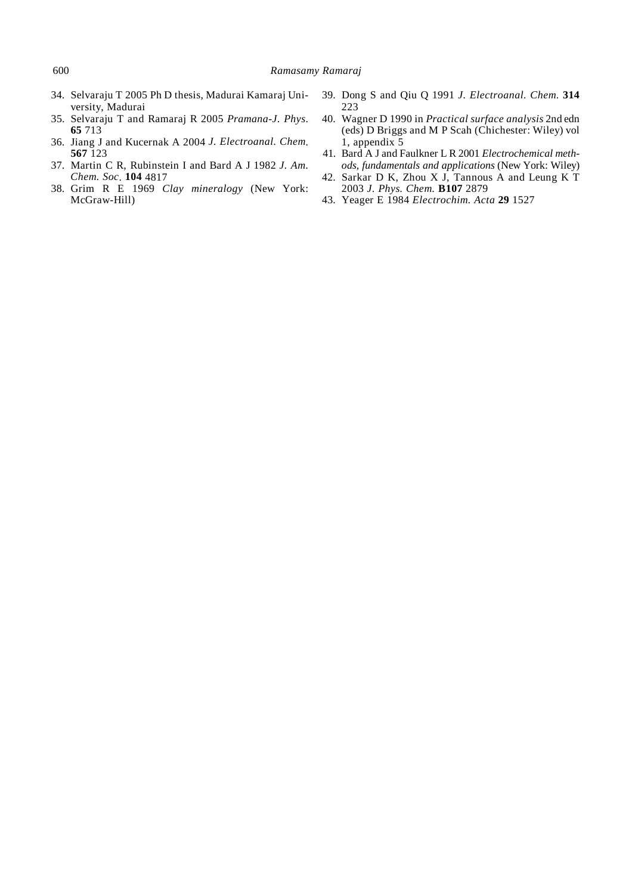34. Selvaraju T 2005 Ph D thesis, Madurai Kamaraj University, Madurai
35. Selvaraju T and Ramaraj R 2005 *Pramana-J. Phys.* **65** 713
36. Jiang J and Kucernak A 2004 *J. Electroanal. Chem.* **567** 123
37. Martin C R, Rubinstein I and Bard A J 1982 *J. Am. Chem. Soc.* **104** 4817
38. Grim R E 1969 *Clay mineralogy* (New York: McGraw-Hill)
39. Dong S and Qiu Q 1991 *J. Electroanal. Chem.* **314** 223
40. Wagner D 1990 in *Practical surface analysis* 2nd edn (eds) D Briggs and M P Scah (Chichester: Wiley) vol 1, appendix 5
41. Bard A J and Faulkner L R 2001 *Electrochemical methods, fundamentals and applications* (New York: Wiley)
42. Sarkar D K, Zhou X J, Tannous A and Leung K T 2003 *J. Phys. Chem.* **B107** 2879
43. Yeager E 1984 *Electrochim. Acta* **29** 1527